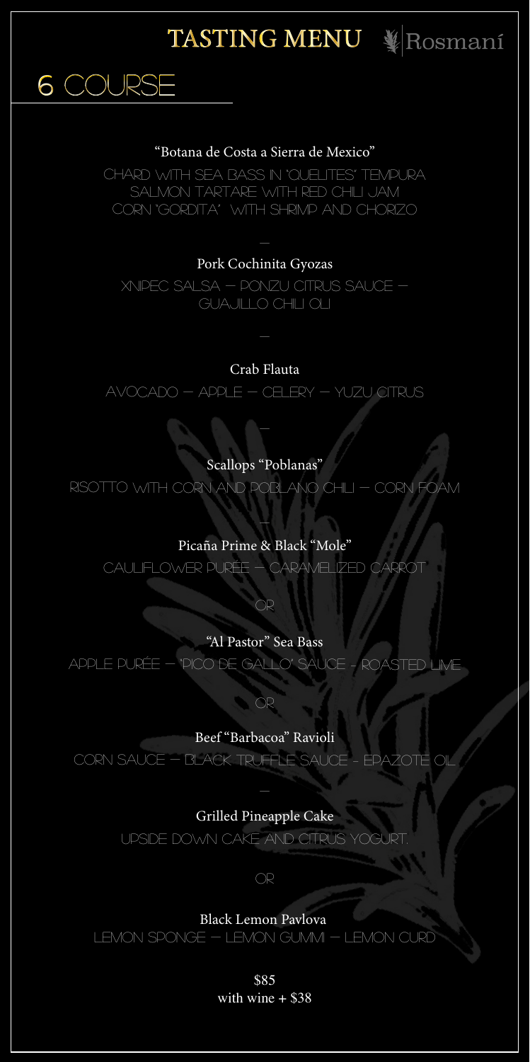# TASTING MENU

Rosmaní

## 6 COURSE

"Botana de Costa a Sierra de Mexico"

CHARD WITH SEA BASS IN "QUELITES" TEMPURA
SALMON TARTARE WITH RED CHILI JAM
CORN "GORDITA" WITH SHRIMP AND CHORIZO

—

Pork Cochinita Gyozas

XNIPEC SALSA — PONZU CITRUS SAUCE —
GUAJILLO CHILI OLI

—

Crab Flauta

AVOCADO — APPLE — CELERY — YUZU CITRUS

—

Scallops "Poblanas"

RISOTTO WITH CORN AND POBLANO CHILI — CORN FOAM

—

Picaña Prime & Black "Mole"

CAULIFLOWER PURÉE — CARAMELIZED CARROT

OR

"Al Pastor" Sea Bass

APPLE PURÉE — "PICO DE GALLO" SAUCE - ROASTED LIME

OR

Beef "Barbacoa" Ravioli

CORN SAUCE — BLACK TRUFFLE SAUCE - EPAZOTE OIL

—

Grilled Pineapple Cake

UPSIDE DOWN CAKE AND CITRUS YOGURT.

OR

Black Lemon Pavlova

LEMON SPONGE — LEMON GUMMI — LEMON CURD

$85
with wine + $38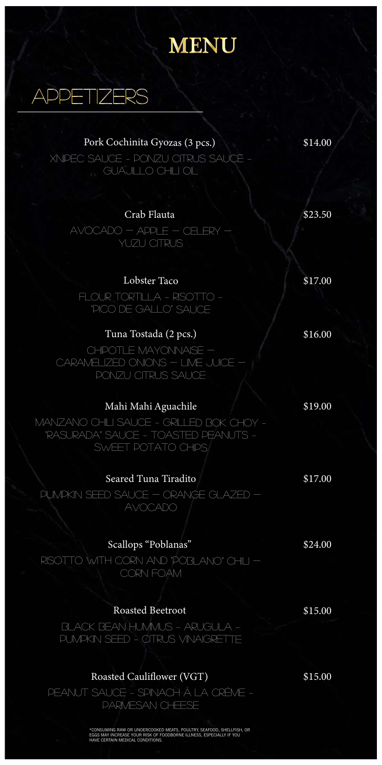# MENU

## APPETIZERS

**Pork Cochinita Gyozas (3 pcs.)** — $14.00
XNIPEC SAUCE - PONZU CITRUS SAUCE - GUAJILLO CHILI OIL

**Crab Flauta** — $23.50
AVOCADO — APPLE — CELERY — YUZU CITRUS

**Lobster Taco** — $17.00
FLOUR TORTILLA - RISOTTO - "PICO DE GALLO" SAUCE

**Tuna Tostada (2 pcs.)** — $16.00
CHIPOTLE MAYONNAISE — CARAMELIZED ONIONS — LIME JUICE — PONZU CITRUS SAUCE

**Mahi Mahi Aguachile** — $19.00
MANZANO CHILI SAUCE - GRILLED BOK CHOY - "RASURADA" SAUCE - TOASTED PEANUTS - SWEET POTATO CHIPS

**Seared Tuna Tiradito** — $17.00
PUMPKIN SEED SAUCE — ORANGE GLAZED — AVOCADO

**Scallops "Poblanas"** — $24.00
RISOTTO WITH CORN AND "POBLANO" CHILI — CORN FOAM

**Roasted Beetroot** — $15.00
BLACK BEAN HUMMUS - ARUGULA - PUMPKIN SEED - CITRUS VINAIGRETTE

**Roasted Cauliflower (VGT)** — $15.00
PEANUT SAUCE - SPINACH À LA CRÈME - PARMESAN CHEESE

*CONSUMING RAW OR UNDERCOOKED MEATS, POULTRY, SEAFOOD, SHELLFISH, OR EGGS MAY INCREASE YOUR RISK OF FOODBORNE ILLNESS, ESPECIALLY IF YOU HAVE CERTAIN MEDICAL CONDITIONS.